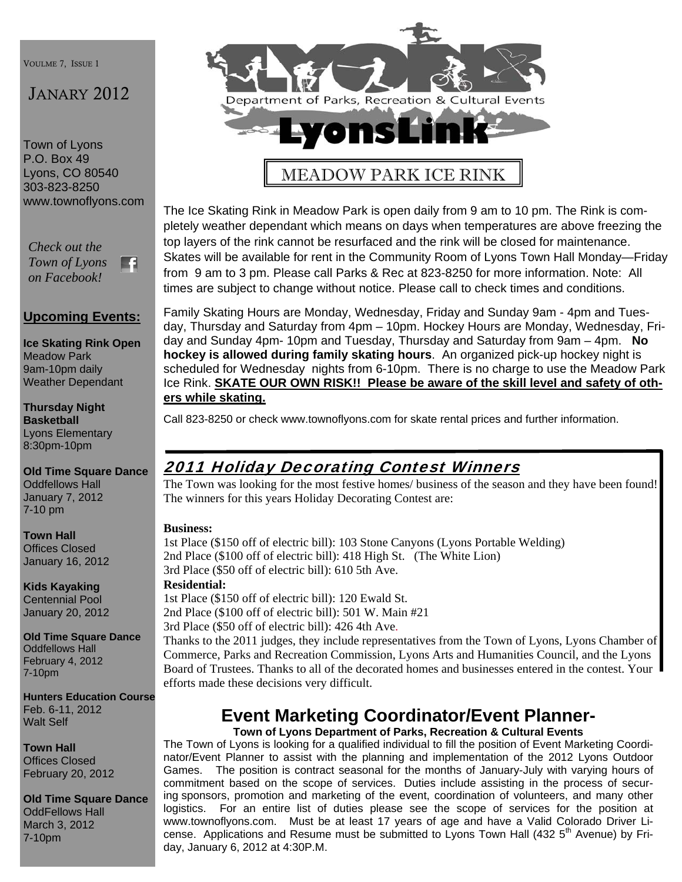VOULME 7, ISSUE 1

JANARY 2012

Town of Lyons
P.O. Box 49
Lyons, CO 80540
303-823-8250
www.townoflyons.com

*Check out the Town of Lyons on Facebook!*

**Upcoming Events:**

**Ice Skating Rink Open**
Meadow Park
9am-10pm daily
Weather Dependant

**Thursday Night Basketball**
Lyons Elementary
8:30pm-10pm

**Old Time Square Dance**
Oddfellows Hall
January 7, 2012
7-10 pm

**Town Hall**
Offices Closed
January 16, 2012

**Kids Kayaking**
Centennial Pool
January 20, 2012

**Old Time Square Dance**
Oddfellows Hall
February 4, 2012
7-10pm

**Hunters Education Course**
Feb. 6-11, 2012
Walt Self

**Town Hall**
Offices Closed
February 20, 2012

**Old Time Square Dance**
OddFellows Hall
March 3, 2012
7-10pm

# LYONS

Department of Parks, Recreation & Cultural Events

# LyonsLink

## MEADOW PARK ICE RINK

The Ice Skating Rink in Meadow Park is open daily from 9 am to 10 pm. The Rink is completely weather dependant which means on days when temperatures are above freezing the top layers of the rink cannot be resurfaced and the rink will be closed for maintenance. Skates will be available for rent in the Community Room of Lyons Town Hall Monday—Friday from 9 am to 3 pm. Please call Parks & Rec at 823-8250 for more information. Note: All times are subject to change without notice. Please call to check times and conditions.

Family Skating Hours are Monday, Wednesday, Friday and Sunday 9am - 4pm and Tuesday, Thursday and Saturday from 4pm – 10pm. Hockey Hours are Monday, Wednesday, Friday and Sunday 4pm- 10pm and Tuesday, Thursday and Saturday from 9am – 4pm. **No hockey is allowed during family skating hours**. An organized pick-up hockey night is scheduled for Wednesday nights from 6-10pm. There is no charge to use the Meadow Park Ice Rink. **SKATE OUR OWN RISK!! Please be aware of the skill level and safety of others while skating.**

Call 823-8250 or check www.townoflyons.com for skate rental prices and further information.

## 2011 Holiday Decorating Contest Winners

The Town was looking for the most festive homes/ business of the season and they have been found! The winners for this years Holiday Decorating Contest are:

**Business:**
1st Place ($150 off of electric bill): 103 Stone Canyons (Lyons Portable Welding)
2nd Place ($100 off of electric bill): 418 High St. (The White Lion)
3rd Place ($50 off of electric bill): 610 5th Ave.

**Residential:**
1st Place ($150 off of electric bill): 120 Ewald St.
2nd Place ($100 off of electric bill): 501 W. Main #21
3rd Place ($50 off of electric bill): 426 4th Ave.

Thanks to the 2011 judges, they include representatives from the Town of Lyons, Lyons Chamber of Commerce, Parks and Recreation Commission, Lyons Arts and Humanities Council, and the Lyons Board of Trustees. Thanks to all of the decorated homes and businesses entered in the contest. Your efforts made these decisions very difficult.

## Event Marketing Coordinator/Event Planner-

**Town of Lyons Department of Parks, Recreation & Cultural Events**

The Town of Lyons is looking for a qualified individual to fill the position of Event Marketing Coordinator/Event Planner to assist with the planning and implementation of the 2012 Lyons Outdoor Games. The position is contract seasonal for the months of January-July with varying hours of commitment based on the scope of services. Duties include assisting in the process of securing sponsors, promotion and marketing of the event, coordination of volunteers, and many other logistics. For an entire list of duties please see the scope of services for the position at www.townoflyons.com. Must be at least 17 years of age and have a Valid Colorado Driver License. Applications and Resume must be submitted to Lyons Town Hall (432 5th Avenue) by Friday, January 6, 2012 at 4:30P.M.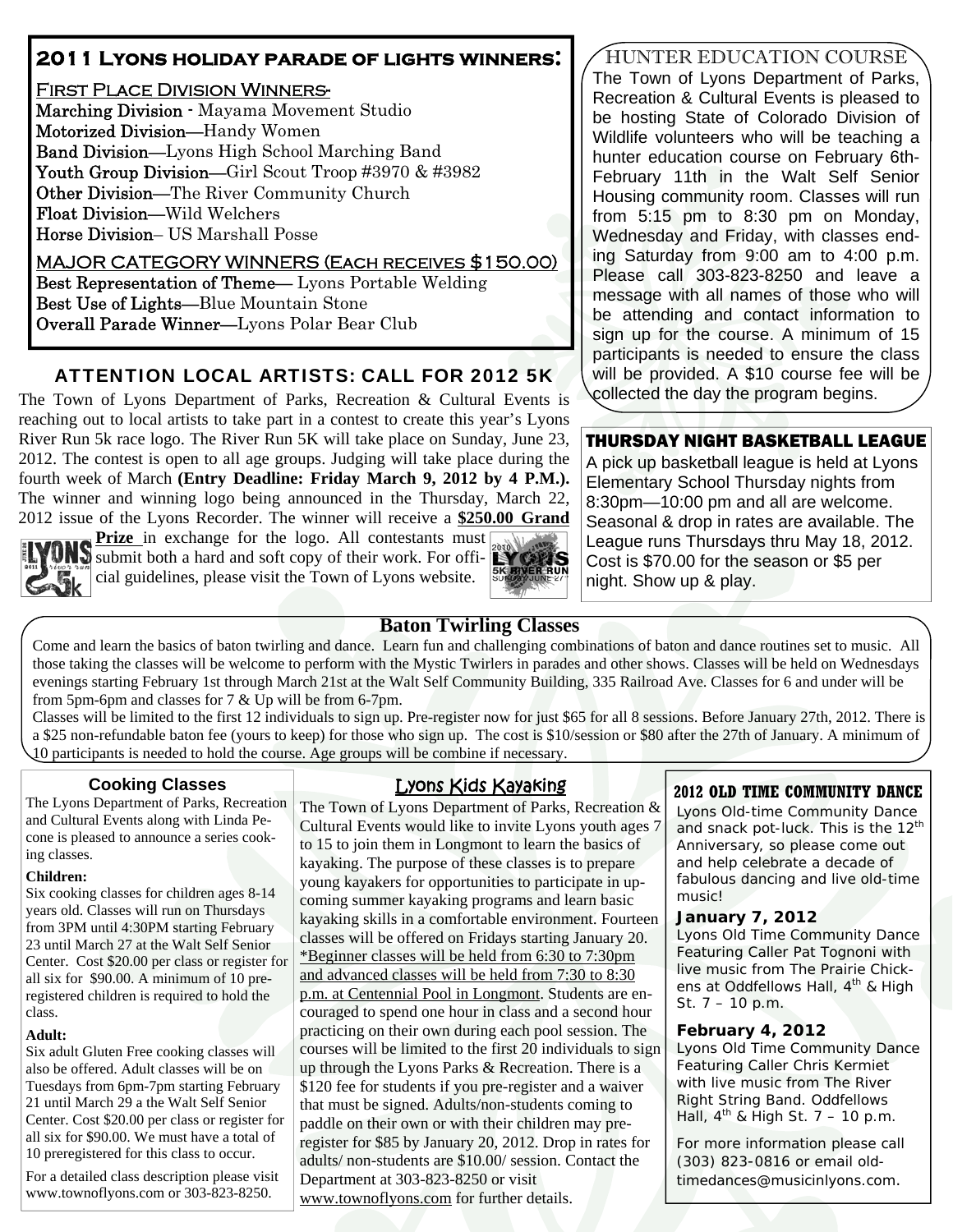## 2011 Lyons Holiday Parade of Lights Winners:

**First Place Division Winners-**

**Marching Division** - Mayama Movement Studio
**Motorized Division**—Handy Women
**Band Division**—Lyons High School Marching Band
**Youth Group Division**—Girl Scout Troop #3970 & #3982
**Other Division**—The River Community Church
**Float Division**—Wild Welchers
**Horse Division**– US Marshall Posse

**MAJOR CATEGORY WINNERS (Each receives $150.00)**

**Best Representation of Theme**— Lyons Portable Welding
**Best Use of Lights**—Blue Mountain Stone
**Overall Parade Winner**—Lyons Polar Bear Club

## ATTENTION LOCAL ARTISTS: CALL FOR 2012 5K

The Town of Lyons Department of Parks, Recreation & Cultural Events is reaching out to local artists to take part in a contest to create this year's Lyons River Run 5k race logo. The River Run 5K will take place on Sunday, June 23, 2012. The contest is open to all age groups. Judging will take place during the fourth week of March **(Entry Deadline: Friday March 9, 2012 by 4 P.M.).** The winner and winning logo being announced in the Thursday, March 22, 2012 issue of the Lyons Recorder. The winner will receive a **$250.00 Grand Prize** in exchange for the logo. All contestants must submit both a hard and soft copy of their work. For official guidelines, please visit the Town of Lyons website.

## HUNTER EDUCATION COURSE

The Town of Lyons Department of Parks, Recreation & Cultural Events is pleased to be hosting State of Colorado Division of Wildlife volunteers who will be teaching a hunter education course on February 6th-February 11th in the Walt Self Senior Housing community room. Classes will run from 5:15 pm to 8:30 pm on Monday, Wednesday and Friday, with classes ending Saturday from 9:00 am to 4:00 p.m. Please call 303-823-8250 and leave a message with all names of those who will be attending and contact information to sign up for the course. A minimum of 15 participants is needed to ensure the class will be provided. A $10 course fee will be collected the day the program begins.

## THURSDAY NIGHT BASKETBALL LEAGUE

A pick up basketball league is held at Lyons Elementary School Thursday nights from 8:30pm—10:00 pm and all are welcome. Seasonal & drop in rates are available. The League runs Thursdays thru May 18, 2012. Cost is $70.00 for the season or $5 per night. Show up & play.

## Baton Twirling Classes

Come and learn the basics of baton twirling and dance. Learn fun and challenging combinations of baton and dance routines set to music. All those taking the classes will be welcome to perform with the Mystic Twirlers in parades and other shows. Classes will be held on Wednesdays evenings starting February 1st through March 21st at the Walt Self Community Building, 335 Railroad Ave. Classes for 6 and under will be from 5pm-6pm and classes for 7 & Up will be from 6-7pm.

Classes will be limited to the first 12 individuals to sign up. Pre-register now for just $65 for all 8 sessions. Before January 27th, 2012. There is a $25 non-refundable baton fee (yours to keep) for those who sign up. The cost is $10/session or $80 after the 27th of January. A minimum of 10 participants is needed to hold the course. Age groups will be combine if necessary.

## Cooking Classes

The Lyons Department of Parks, Recreation and Cultural Events along with Linda Pecone is pleased to announce a series cooking classes.

**Children:**

Six cooking classes for children ages 8-14 years old. Classes will run on Thursdays from 3PM until 4:30PM starting February 23 until March 27 at the Walt Self Senior Center. Cost $20.00 per class or register for all six for $90.00. A minimum of 10 pre-registered children is required to hold the class.

**Adult:**

Six adult Gluten Free cooking classes will also be offered. Adult classes will be on Tuesdays from 6pm-7pm starting February 21 until March 29 a the Walt Self Senior Center. Cost $20.00 per class or register for all six for $90.00. We must have a total of 10 preregistered for this class to occur.

For a detailed class description please visit www.townoflyons.com or 303-823-8250.

## Lyons Kids Kayaking

The Town of Lyons Department of Parks, Recreation & Cultural Events would like to invite Lyons youth ages 7 to 15 to join them in Longmont to learn the basics of kayaking. The purpose of these classes is to prepare young kayakers for opportunities to participate in upcoming summer kayaking programs and learn basic kayaking skills in a comfortable environment. Fourteen classes will be offered on Fridays starting January 20. *Beginner classes will be held from 6:30 to 7:30pm and advanced classes will be held from 7:30 to 8:30 p.m. at Centennial Pool in Longmont. Students are encouraged to spend one hour in class and a second hour practicing on their own during each pool session. The courses will be limited to the first 20 individuals to sign up through the Lyons Parks & Recreation. There is a $120 fee for students if you pre-register and a waiver that must be signed. Adults/non-students coming to paddle on their own or with their children may pre-register for $85 by January 20, 2012. Drop in rates for adults/ non-students are $10.00/ session. Contact the Department at 303-823-8250 or visit www.townoflyons.com for further details.

## 2012 OLD TIME COMMUNITY DANCE

Lyons Old-time Community Dance and snack pot-luck. This is the 12th Anniversary, so please come out and help celebrate a decade of fabulous dancing and live old-time music!

**January 7, 2012**

Lyons Old Time Community Dance Featuring Caller Pat Tognoni with live music from The Prairie Chickens at Oddfellows Hall, 4th & High St. 7 – 10 p.m.

**February 4, 2012**

Lyons Old Time Community Dance Featuring Caller Chris Kermiet with live music from The River Right String Band. Oddfellows Hall, 4th & High St. 7 – 10 p.m.

For more information please call (303) 823-0816 or email oldtimedances@musicinlyons.com.